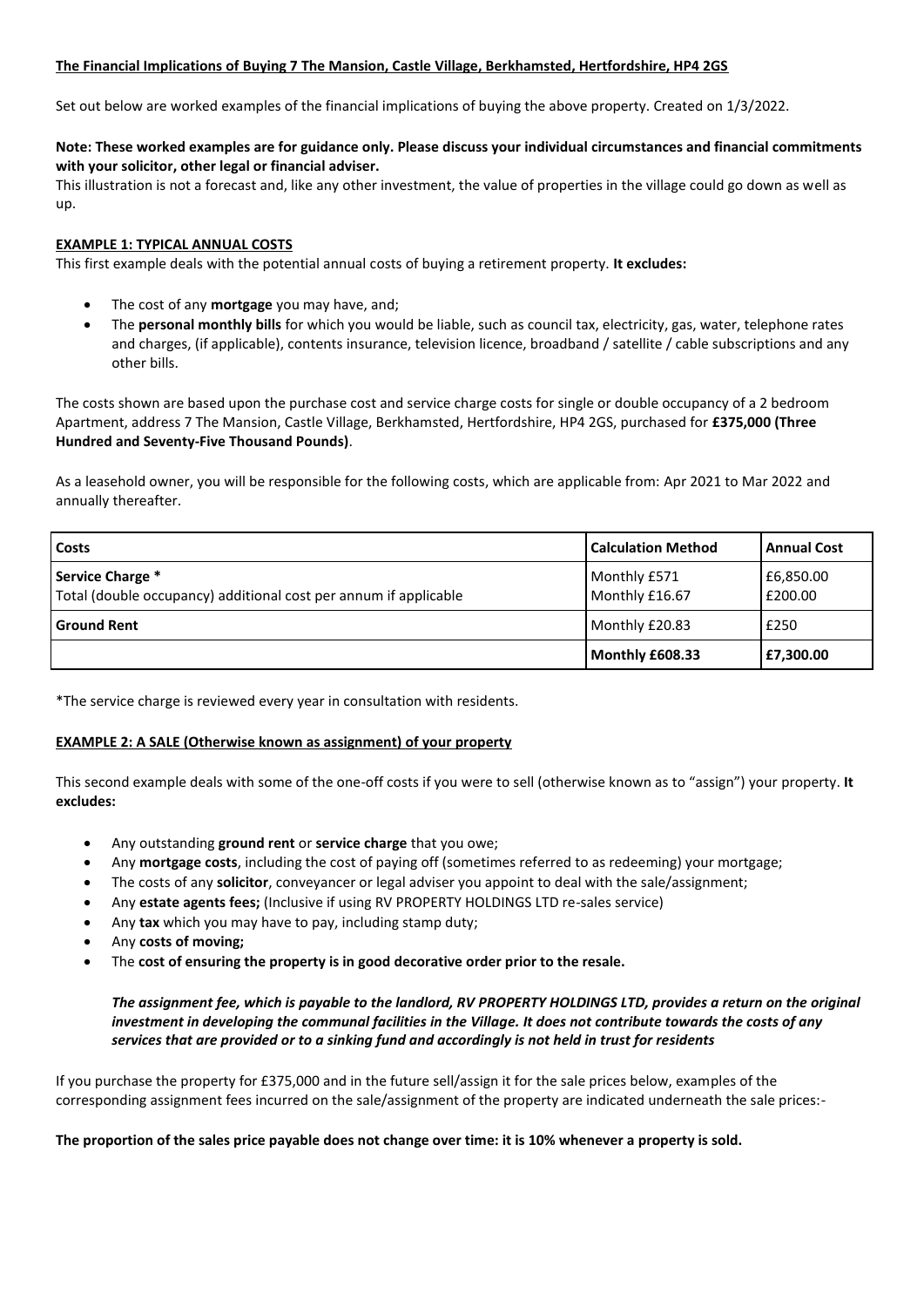**The Financial Implications of Buying 7 The Mansion, Castle Village, Berkhamsted, Hertfordshire, HP4 2GS**

Set out below are worked examples of the financial implications of buying the above property. Created on 1/3/2022.

**Note: These worked examples are for guidance only. Please discuss your individual circumstances and financial commitments with your solicitor, other legal or financial adviser.**

This illustration is not a forecast and, like any other investment, the value of properties in the village could go down as well as up.

**EXAMPLE 1: TYPICAL ANNUAL COSTS**

This first example deals with the potential annual costs of buying a retirement property. **It excludes:**

- The cost of any **mortgage** you may have, and;
- The **personal monthly bills** for which you would be liable, such as council tax, electricity, gas, water, telephone rates and charges, (if applicable), contents insurance, television licence, broadband / satellite / cable subscriptions and any other bills.

The costs shown are based upon the purchase cost and service charge costs for single or double occupancy of a 2 bedroom Apartment, address 7 The Mansion, Castle Village, Berkhamsted, Hertfordshire, HP4 2GS, purchased for **£375,000 (Three Hundred and Seventy-Five Thousand Pounds)**.

As a leasehold owner, you will be responsible for the following costs, which are applicable from: Apr 2021 to Mar 2022 and annually thereafter.

| Costs | Calculation Method | Annual Cost |
|---|---|---|
| **Service Charge** *<br>Total (double occupancy) additional cost per annum if applicable | Monthly £571<br>Monthly £16.67 | £6,850.00<br>£200.00 |
| **Ground Rent** | Monthly £20.83 | £250 |
| | **Monthly £608.33** | **£7,300.00** |

*The service charge is reviewed every year in consultation with residents.

**EXAMPLE 2: A SALE (Otherwise known as assignment) of your property**

This second example deals with some of the one-off costs if you were to sell (otherwise known as to "assign") your property. **It excludes:**

- Any outstanding **ground rent** or **service charge** that you owe;
- Any **mortgage costs**, including the cost of paying off (sometimes referred to as redeeming) your mortgage;
- The costs of any **solicitor**, conveyancer or legal adviser you appoint to deal with the sale/assignment;
- Any **estate agents fees;** (Inclusive if using RV PROPERTY HOLDINGS LTD re-sales service)
- Any **tax** which you may have to pay, including stamp duty;
- Any **costs of moving;**
- The **cost of ensuring the property is in good decorative order prior to the resale.**

***The assignment fee, which is payable to the landlord, RV PROPERTY HOLDINGS LTD, provides a return on the original investment in developing the communal facilities in the Village. It does not contribute towards the costs of any services that are provided or to a sinking fund and accordingly is not held in trust for residents***

If you purchase the property for £375,000 and in the future sell/assign it for the sale prices below, examples of the corresponding assignment fees incurred on the sale/assignment of the property are indicated underneath the sale prices:-

**The proportion of the sales price payable does not change over time: it is 10% whenever a property is sold.**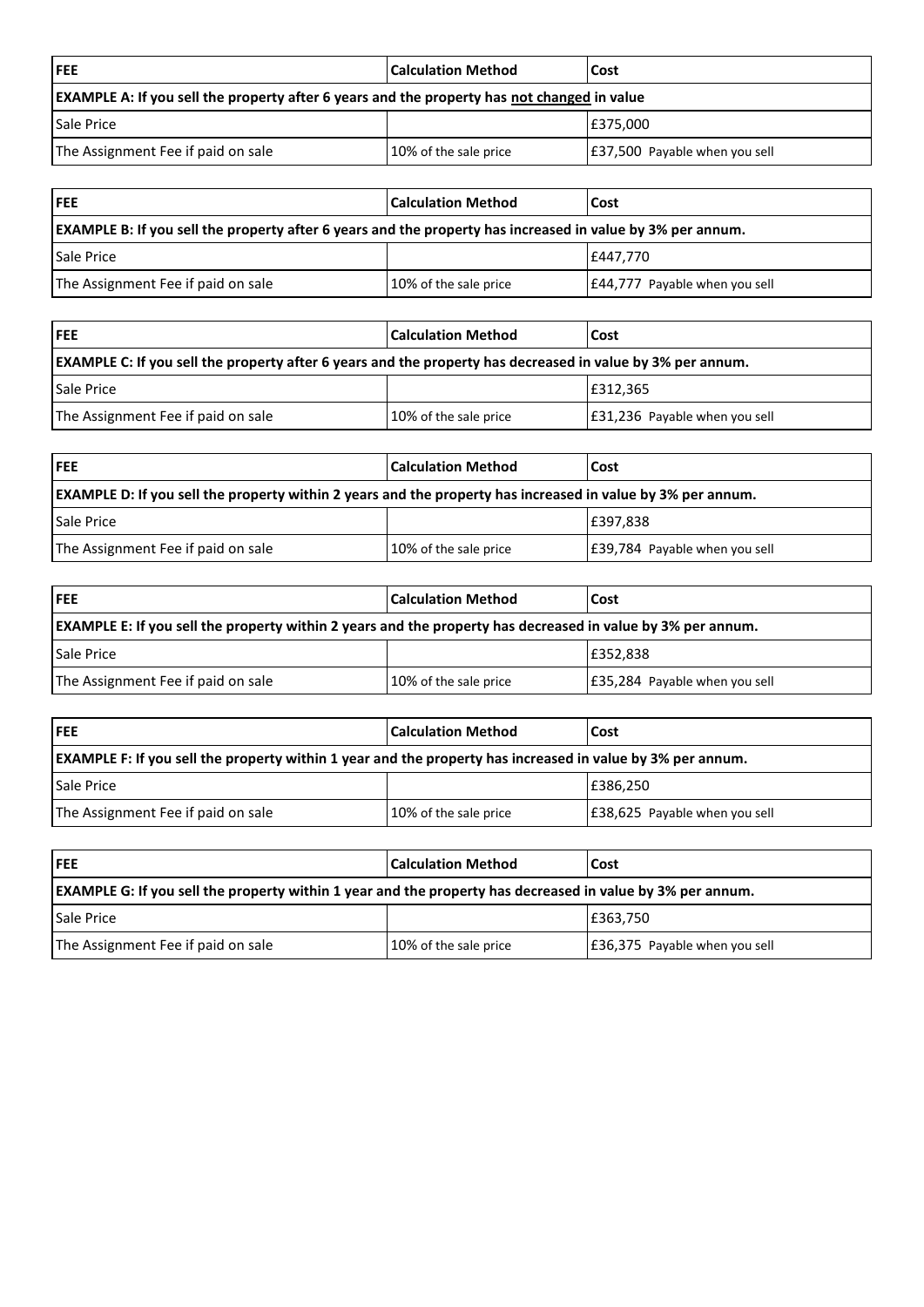| FEE | Calculation Method | Cost |
|---|---|---|
| **EXAMPLE A: If you sell the property after 6 years and the property has <u>not changed</u> in value** | | |
| Sale Price | | £375,000 |
| The Assignment Fee if paid on sale | 10% of the sale price | £37,500 Payable when you sell |

| FEE | Calculation Method | Cost |
|---|---|---|
| **EXAMPLE B: If you sell the property after 6 years and the property has increased in value by 3% per annum.** | | |
| Sale Price | | £447,770 |
| The Assignment Fee if paid on sale | 10% of the sale price | £44,777 Payable when you sell |

| FEE | Calculation Method | Cost |
|---|---|---|
| **EXAMPLE C: If you sell the property after 6 years and the property has decreased in value by 3% per annum.** | | |
| Sale Price | | £312,365 |
| The Assignment Fee if paid on sale | 10% of the sale price | £31,236 Payable when you sell |

| FEE | Calculation Method | Cost |
|---|---|---|
| **EXAMPLE D: If you sell the property within 2 years and the property has increased in value by 3% per annum.** | | |
| Sale Price | | £397,838 |
| The Assignment Fee if paid on sale | 10% of the sale price | £39,784 Payable when you sell |

| FEE | Calculation Method | Cost |
|---|---|---|
| **EXAMPLE E: If you sell the property within 2 years and the property has decreased in value by 3% per annum.** | | |
| Sale Price | | £352,838 |
| The Assignment Fee if paid on sale | 10% of the sale price | £35,284 Payable when you sell |

| FEE | Calculation Method | Cost |
|---|---|---|
| **EXAMPLE F: If you sell the property within 1 year and the property has increased in value by 3% per annum.** | | |
| Sale Price | | £386,250 |
| The Assignment Fee if paid on sale | 10% of the sale price | £38,625 Payable when you sell |

| FEE | Calculation Method | Cost |
|---|---|---|
| **EXAMPLE G: If you sell the property within 1 year and the property has decreased in value by 3% per annum.** | | |
| Sale Price | | £363,750 |
| The Assignment Fee if paid on sale | 10% of the sale price | £36,375 Payable when you sell |